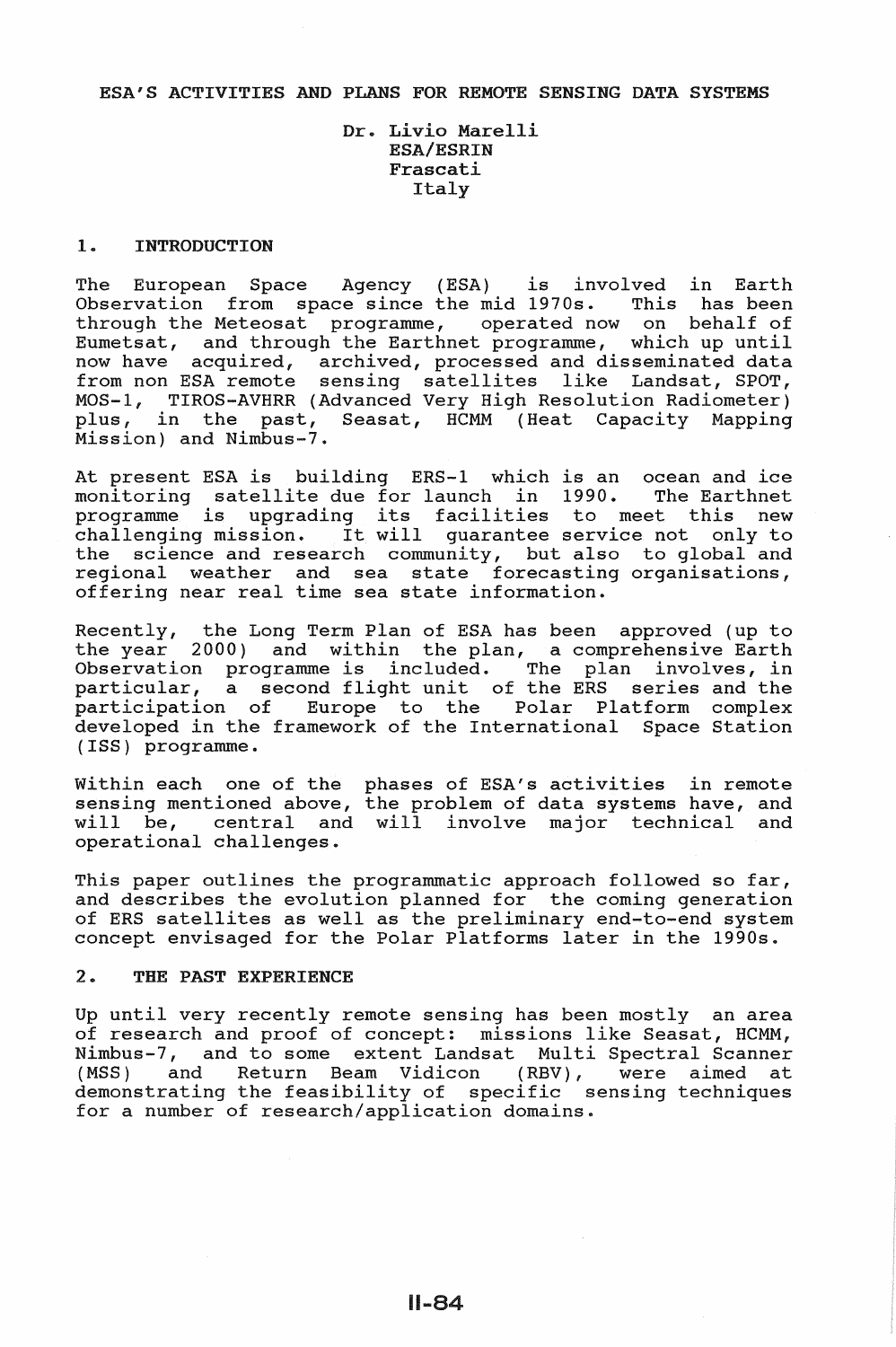# ESA'S ACTIVITIES AND PLANS FOR REMOTE SENSING DATA SYSTEMS

Dr. Livio Marelli
ESA/ESRIN
Frascati
Italy

## 1. INTRODUCTION

The European Space Agency (ESA) is involved in Earth Observation from space since the mid 1970s. This has been through the Meteosat programme, operated now on behalf of Eumetsat, and through the Earthnet programme, which up until now have acquired, archived, processed and disseminated data from non ESA remote sensing satellites like Landsat, SPOT, MOS-1, TIROS-AVHRR (Advanced Very High Resolution Radiometer) plus, in the past, Seasat, HCMM (Heat Capacity Mapping Mission) and Nimbus-7.

At present ESA is building ERS-1 which is an ocean and ice monitoring satellite due for launch in 1990. The Earthnet programme is upgrading its facilities to meet this new challenging mission. It will guarantee service not only to the science and research community, but also to global and regional weather and sea state forecasting organisations, offering near real time sea state information.

Recently, the Long Term Plan of ESA has been approved (up to the year 2000) and within the plan, a comprehensive Earth Observation programme is included. The plan involves, in particular, a second flight unit of the ERS series and the participation of Europe to the Polar Platform complex developed in the framework of the International Space Station (ISS) programme.

Within each one of the phases of ESA's activities in remote sensing mentioned above, the problem of data systems have, and will be, central and will involve major technical and operational challenges.

This paper outlines the programmatic approach followed so far, and describes the evolution planned for the coming generation of ERS satellites as well as the preliminary end-to-end system concept envisaged for the Polar Platforms later in the 1990s.

## 2. THE PAST EXPERIENCE

Up until very recently remote sensing has been mostly an area of research and proof of concept: missions like Seasat, HCMM, Nimbus-7, and to some extent Landsat Multi Spectral Scanner (MSS) and Return Beam Vidicon (RBV), were aimed at demonstrating the feasibility of specific sensing techniques for a number of research/application domains.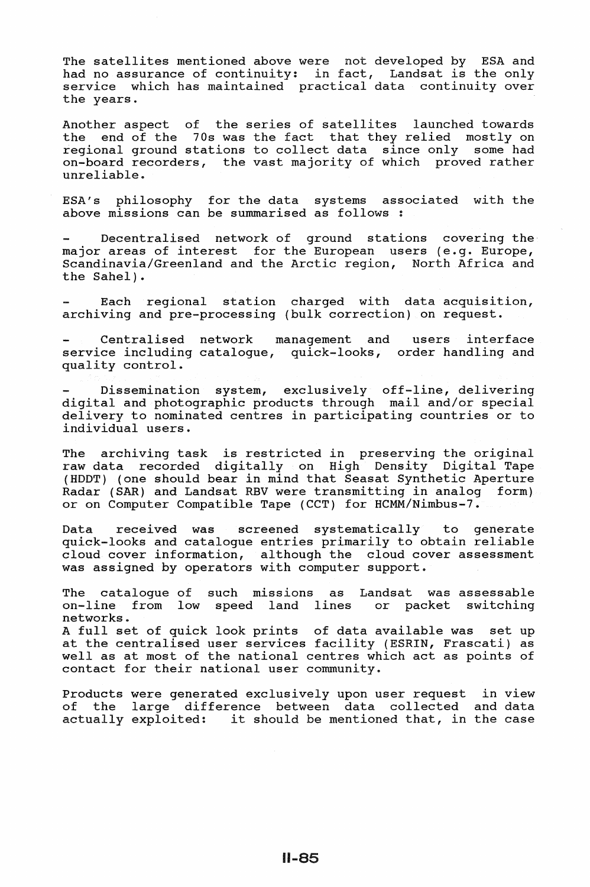The satellites mentioned above were not developed by ESA and had no assurance of continuity: in fact, Landsat is the only service which has maintained practical data continuity over the years.

Another aspect of the series of satellites launched towards the end of the 70s was the fact that they relied mostly on regional ground stations to collect data since only some had on-board recorders, the vast majority of which proved rather unreliable.

ESA's philosophy for the data systems associated with the above missions can be summarised as follows :

- Decentralised network of ground stations covering the major areas of interest for the European users (e.g. Europe, Scandinavia/Greenland and the Arctic region, North Africa and the Sahel).

- Each regional station charged with data acquisition, archiving and pre-processing (bulk correction) on request.

- Centralised network management and users interface service including catalogue, quick-looks, order handling and quality control.

- Dissemination system, exclusively off-line, delivering digital and photographic products through mail and/or special delivery to nominated centres in participating countries or to individual users.

The archiving task is restricted in preserving the original raw data recorded digitally on High Density Digital Tape (HDDT) (one should bear in mind that Seasat Synthetic Aperture Radar (SAR) and Landsat RBV were transmitting in analog form) or on Computer Compatible Tape (CCT) for HCMM/Nimbus-7.

Data received was screened systematically to generate quick-looks and catalogue entries primarily to obtain reliable cloud cover information, although the cloud cover assessment was assigned by operators with computer support.

The catalogue of such missions as Landsat was assessable on-line from low speed land lines or packet switching networks.
A full set of quick look prints of data available was set up at the centralised user services facility (ESRIN, Frascati) as well as at most of the national centres which act as points of contact for their national user community.

Products were generated exclusively upon user request in view of the large difference between data collected and data actually exploited: it should be mentioned that, in the case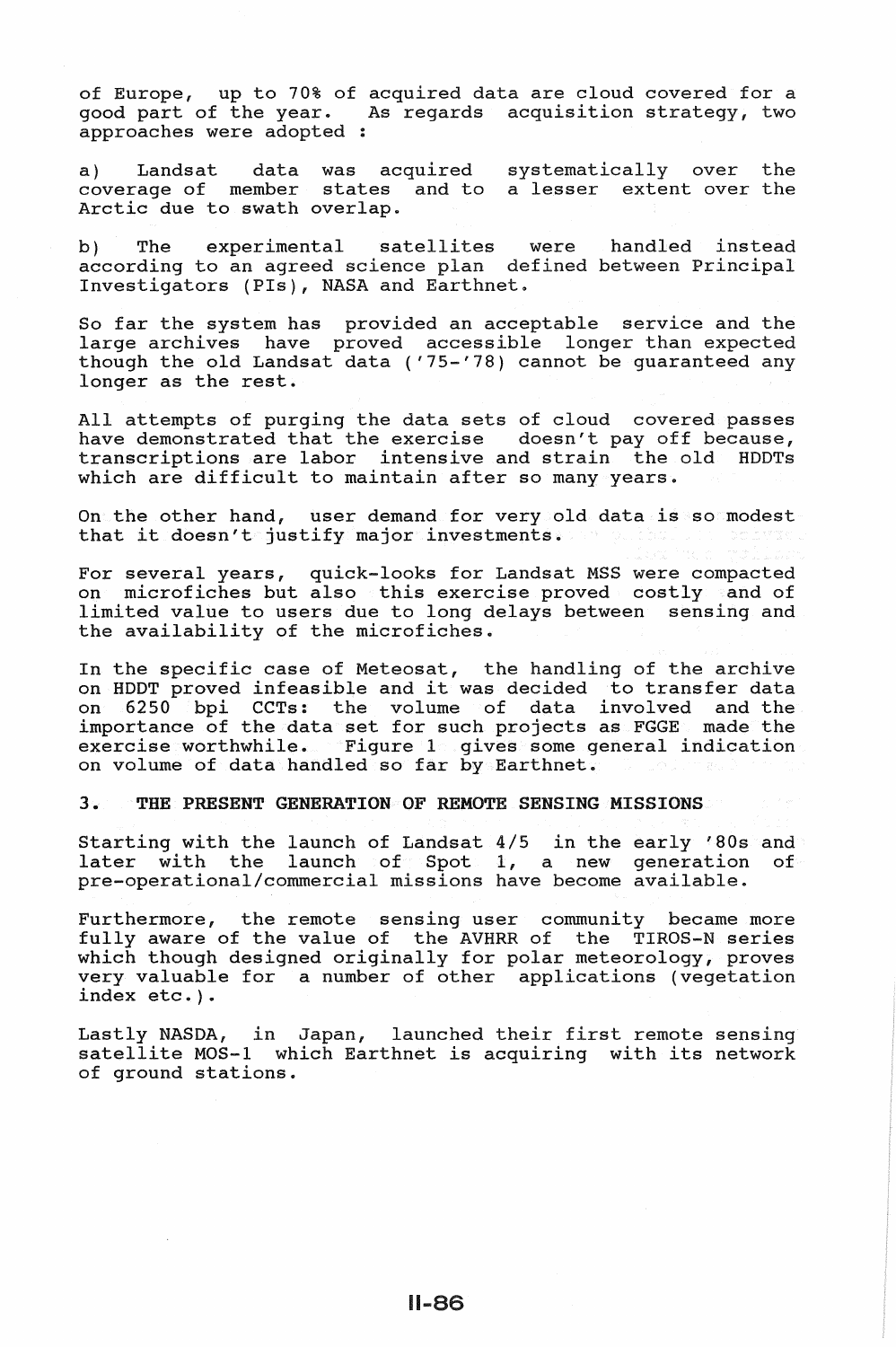of Europe, up to 70% of acquired data are cloud covered for a good part of the year. As regards acquisition strategy, two approaches were adopted :

a) Landsat data was acquired systematically over the coverage of member states and to a lesser extent over the Arctic due to swath overlap.

b) The experimental satellites were handled instead according to an agreed science plan defined between Principal Investigators (PIs), NASA and Earthnet.

So far the system has provided an acceptable service and the large archives have proved accessible longer than expected though the old Landsat data ('75-'78) cannot be guaranteed any longer as the rest.

All attempts of purging the data sets of cloud covered passes have demonstrated that the exercise doesn't pay off because, transcriptions are labor intensive and strain the old HDDTs which are difficult to maintain after so many years.

On the other hand, user demand for very old data is so modest that it doesn't justify major investments.

For several years, quick-looks for Landsat MSS were compacted on microfiches but also this exercise proved costly and of limited value to users due to long delays between sensing and the availability of the microfiches.

In the specific case of Meteosat, the handling of the archive on HDDT proved infeasible and it was decided to transfer data on 6250 bpi CCTs: the volume of data involved and the importance of the data set for such projects as FGGE made the exercise worthwhile. Figure 1 gives some general indication on volume of data handled so far by Earthnet.

## 3. THE PRESENT GENERATION OF REMOTE SENSING MISSIONS

Starting with the launch of Landsat 4/5 in the early '80s and later with the launch of Spot 1, a new generation of pre-operational/commercial missions have become available.

Furthermore, the remote sensing user community became more fully aware of the value of the AVHRR of the TIROS-N series which though designed originally for polar meteorology, proves very valuable for a number of other applications (vegetation index etc.).

Lastly NASDA, in Japan, launched their first remote sensing satellite MOS-1 which Earthnet is acquiring with its network of ground stations.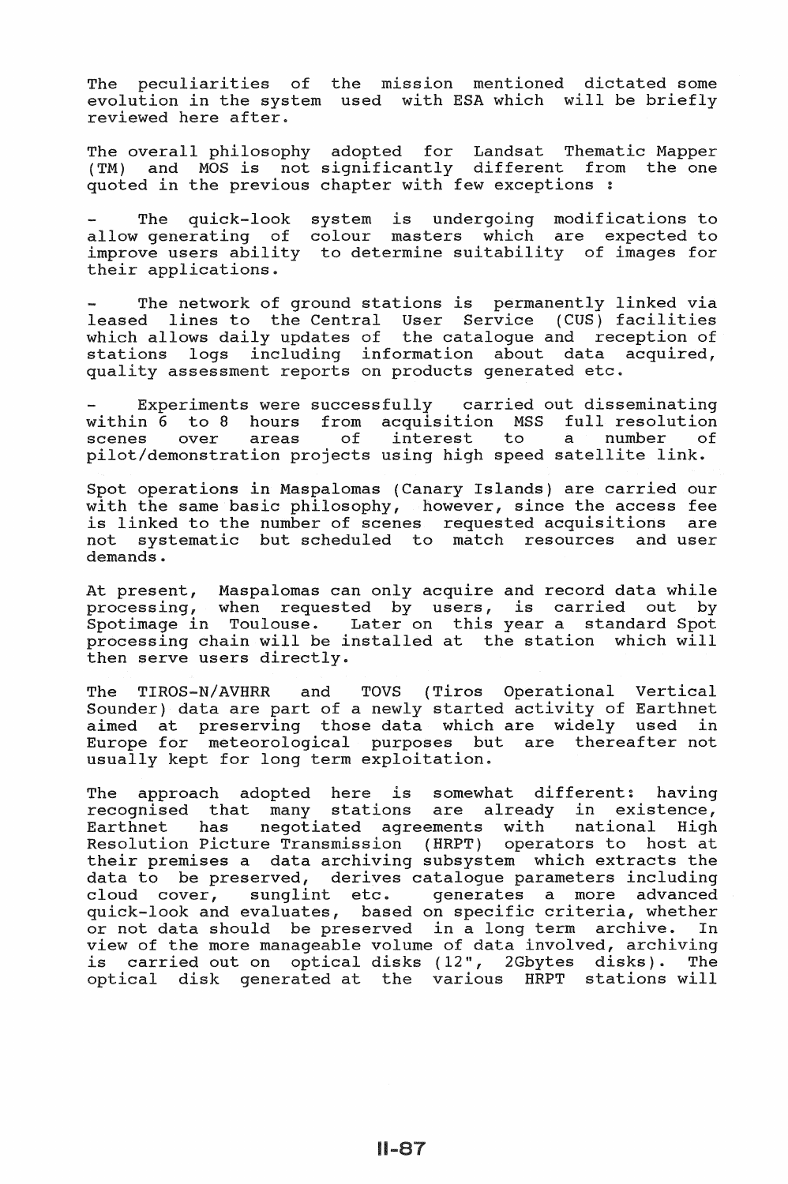The peculiarities of the mission mentioned dictated some evolution in the system used with ESA which will be briefly reviewed here after.

The overall philosophy adopted for Landsat Thematic Mapper (TM) and MOS is not significantly different from the one quoted in the previous chapter with few exceptions :

- The quick-look system is undergoing modifications to allow generating of colour masters which are expected to improve users ability to determine suitability of images for their applications.

- The network of ground stations is permanently linked via leased lines to the Central User Service (CUS) facilities which allows daily updates of the catalogue and reception of stations logs including information about data acquired, quality assessment reports on products generated etc.

- Experiments were successfully carried out disseminating within 6 to 8 hours from acquisition MSS full resolution scenes over areas of interest to a number of pilot/demonstration projects using high speed satellite link.

Spot operations in Maspalomas (Canary Islands) are carried our with the same basic philosophy, however, since the access fee is linked to the number of scenes requested acquisitions are not systematic but scheduled to match resources and user demands.

At present, Maspalomas can only acquire and record data while processing, when requested by users, is carried out by Spotimage in Toulouse. Later on this year a standard Spot processing chain will be installed at the station which will then serve users directly.

The TIROS-N/AVHRR and TOVS (Tiros Operational Vertical Sounder) data are part of a newly started activity of Earthnet aimed at preserving those data which are widely used in Europe for meteorological purposes but are thereafter not usually kept for long term exploitation.

The approach adopted here is somewhat different: having recognised that many stations are already in existence, Earthnet has negotiated agreements with national High Resolution Picture Transmission (HRPT) operators to host at their premises a data archiving subsystem which extracts the data to be preserved, derives catalogue parameters including cloud cover, sunglint etc. generates a more advanced quick-look and evaluates, based on specific criteria, whether or not data should be preserved in a long term archive. In view of the more manageable volume of data involved, archiving is carried out on optical disks (12", 2Gbytes disks). The optical disk generated at the various HRPT stations will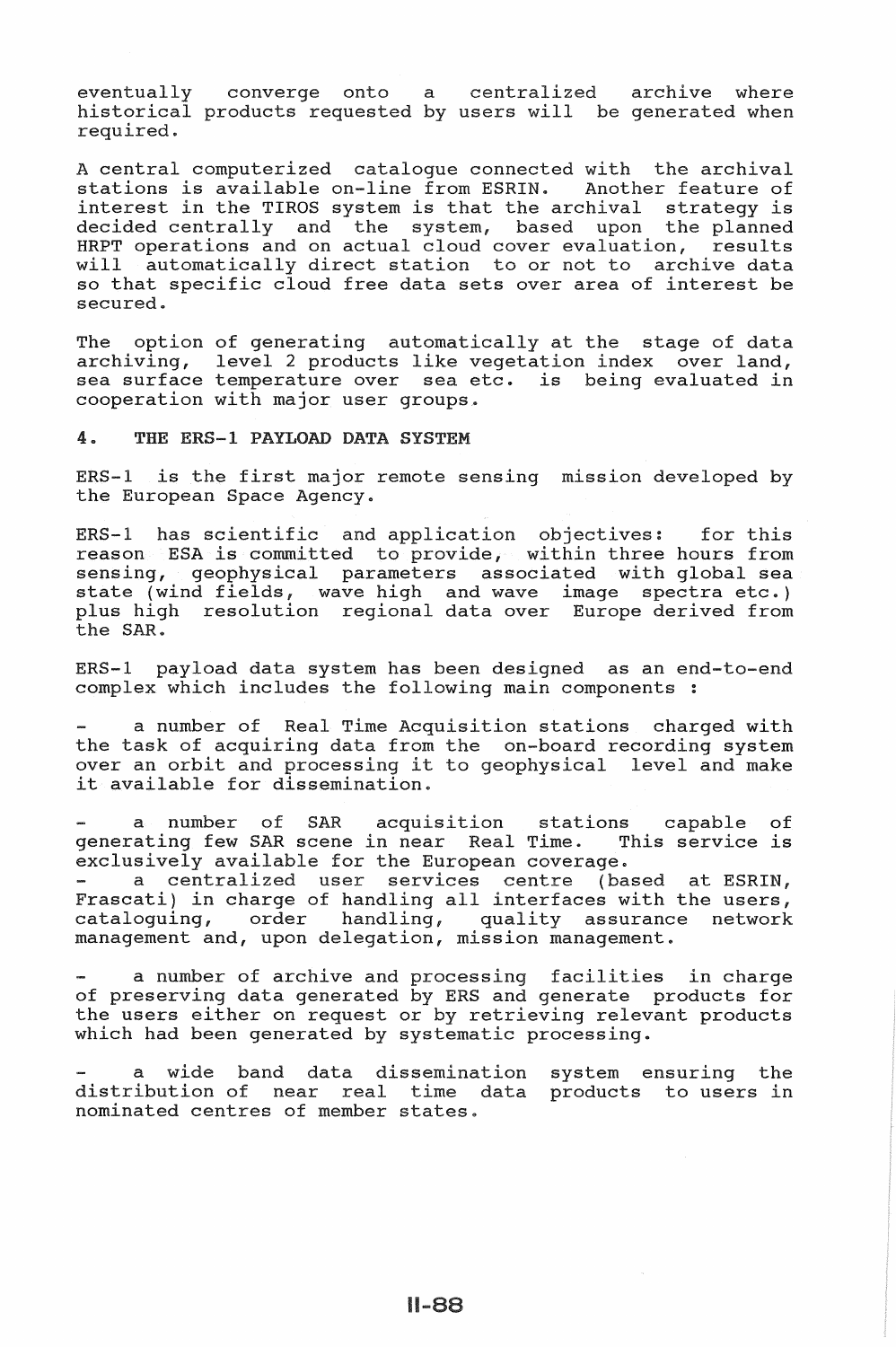eventually converge onto a centralized archive where historical products requested by users will be generated when required.

A central computerized catalogue connected with the archival stations is available on-line from ESRIN. Another feature of interest in the TIROS system is that the archival strategy is decided centrally and the system, based upon the planned HRPT operations and on actual cloud cover evaluation, results will automatically direct station to or not to archive data so that specific cloud free data sets over area of interest be secured.

The option of generating automatically at the stage of data archiving, level 2 products like vegetation index over land, sea surface temperature over sea etc. is being evaluated in cooperation with major user groups.

## 4. THE ERS-1 PAYLOAD DATA SYSTEM

ERS-1 is the first major remote sensing mission developed by the European Space Agency.

ERS-1 has scientific and application objectives: for this reason ESA is committed to provide, within three hours from sensing, geophysical parameters associated with global sea state (wind fields, wave high and wave image spectra etc.) plus high resolution regional data over Europe derived from the SAR.

ERS-1 payload data system has been designed as an end-to-end complex which includes the following main components :

- a number of Real Time Acquisition stations charged with the task of acquiring data from the on-board recording system over an orbit and processing it to geophysical level and make it available for dissemination.

- a number of SAR acquisition stations capable of generating few SAR scene in near Real Time. This service is exclusively available for the European coverage.
- a centralized user services centre (based at ESRIN, Frascati) in charge of handling all interfaces with the users, cataloguing, order handling, quality assurance network management and, upon delegation, mission management.

- a number of archive and processing facilities in charge of preserving data generated by ERS and generate products for the users either on request or by retrieving relevant products which had been generated by systematic processing.

- a wide band data dissemination system ensuring the distribution of near real time data products to users in nominated centres of member states.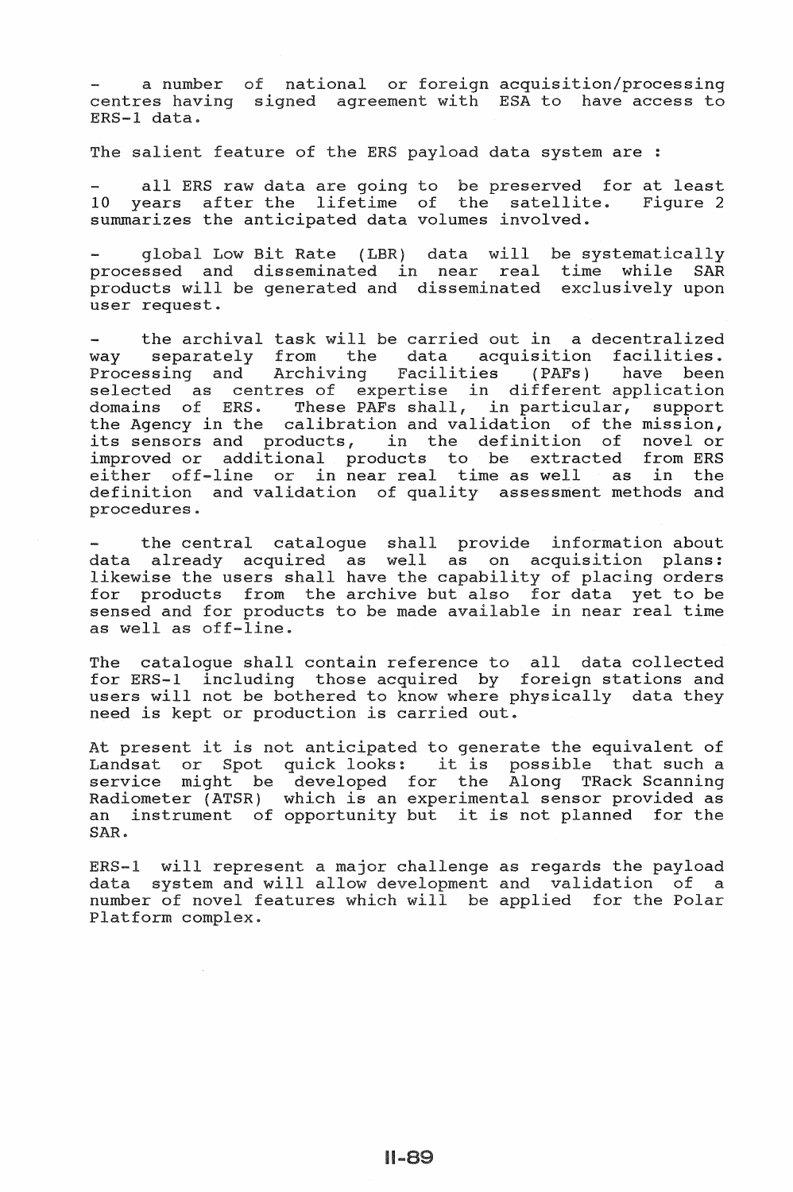- a number of national or foreign acquisition/processing centres having signed agreement with ESA to have access to ERS-1 data.

The salient feature of the ERS payload data system are :

- all ERS raw data are going to be preserved for at least 10 years after the lifetime of the satellite. Figure 2 summarizes the anticipated data volumes involved.

- global Low Bit Rate (LBR) data will be systematically processed and disseminated in near real time while SAR products will be generated and disseminated exclusively upon user request.

- the archival task will be carried out in a decentralized way separately from the data acquisition facilities. Processing and Archiving Facilities (PAFs) have been selected as centres of expertise in different application domains of ERS. These PAFs shall, in particular, support the Agency in the calibration and validation of the mission, its sensors and products, in the definition of novel or improved or additional products to be extracted from ERS either off-line or in near real time as well as in the definition and validation of quality assessment methods and procedures.

- the central catalogue shall provide information about data already acquired as well as on acquisition plans: likewise the users shall have the capability of placing orders for products from the archive but also for data yet to be sensed and for products to be made available in near real time as well as off-line.

The catalogue shall contain reference to all data collected for ERS-1 including those acquired by foreign stations and users will not be bothered to know where physically data they need is kept or production is carried out.

At present it is not anticipated to generate the equivalent of Landsat or Spot quick looks: it is possible that such a service might be developed for the Along TRack Scanning Radiometer (ATSR) which is an experimental sensor provided as an instrument of opportunity but it is not planned for the SAR.

ERS-1 will represent a major challenge as regards the payload data system and will allow development and validation of a number of novel features which will be applied for the Polar Platform complex.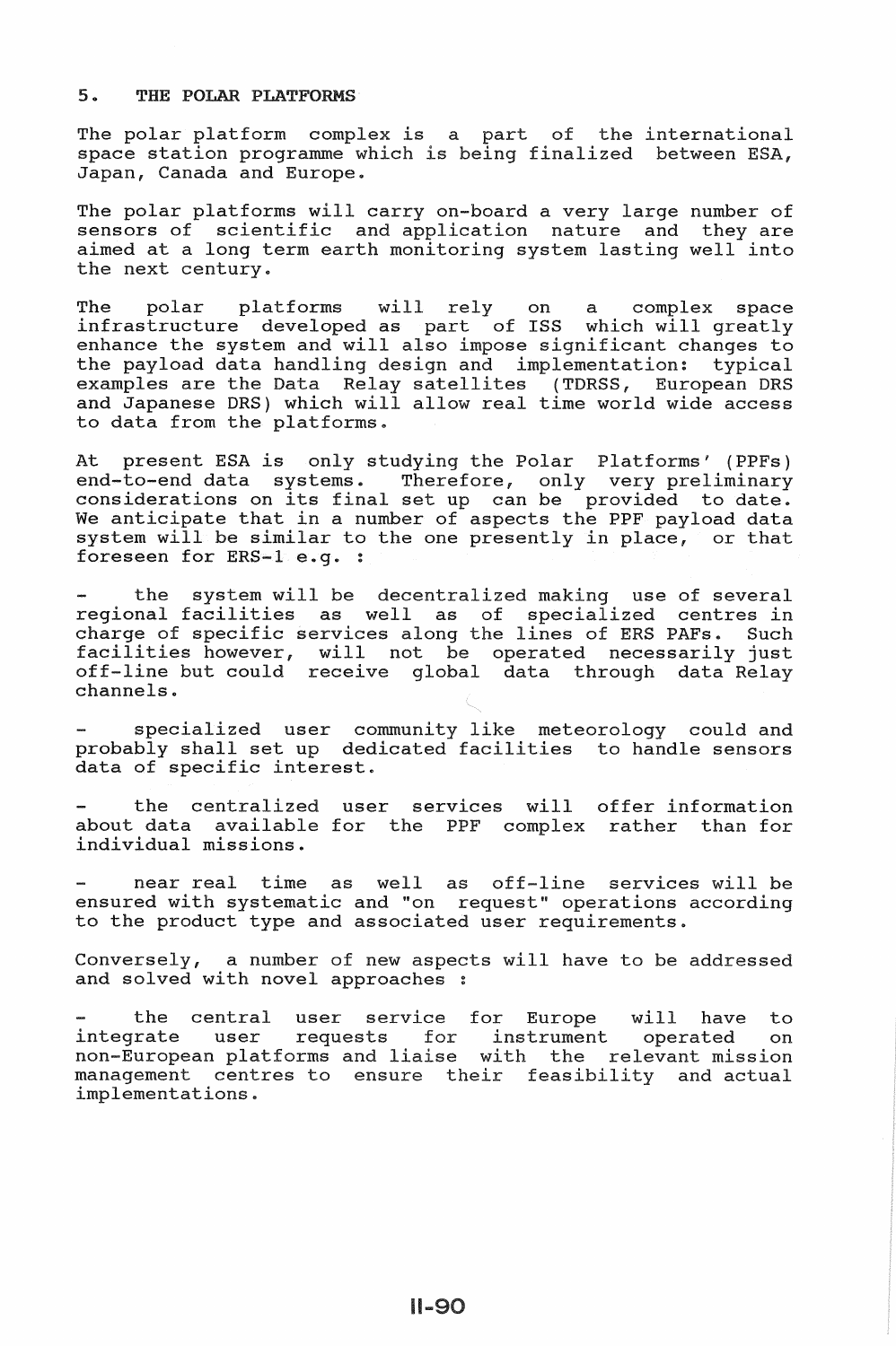## 5. THE POLAR PLATFORMS

The polar platform complex is a part of the international space station programme which is being finalized between ESA, Japan, Canada and Europe.

The polar platforms will carry on-board a very large number of sensors of scientific and application nature and they are aimed at a long term earth monitoring system lasting well into the next century.

The polar platforms will rely on a complex space infrastructure developed as part of ISS which will greatly enhance the system and will also impose significant changes to the payload data handling design and implementation: typical examples are the Data Relay satellites (TDRSS, European DRS and Japanese DRS) which will allow real time world wide access to data from the platforms.

At present ESA is only studying the Polar Platforms' (PPFs) end-to-end data systems. Therefore, only very preliminary considerations on its final set up can be provided to date. We anticipate that in a number of aspects the PPF payload data system will be similar to the one presently in place, or that foreseen for ERS-1 e.g. :

- the system will be decentralized making use of several regional facilities as well as of specialized centres in charge of specific services along the lines of ERS PAFs. Such facilities however, will not be operated necessarily just off-line but could receive global data through data Relay channels.

- specialized user community like meteorology could and probably shall set up dedicated facilities to handle sensors data of specific interest.

- the centralized user services will offer information about data available for the PPF complex rather than for individual missions.

- near real time as well as off-line services will be ensured with systematic and "on request" operations according to the product type and associated user requirements.

Conversely, a number of new aspects will have to be addressed and solved with novel approaches :

- the central user service for Europe will have to integrate user requests for instrument operated on non-European platforms and liaise with the relevant mission management centres to ensure their feasibility and actual implementations.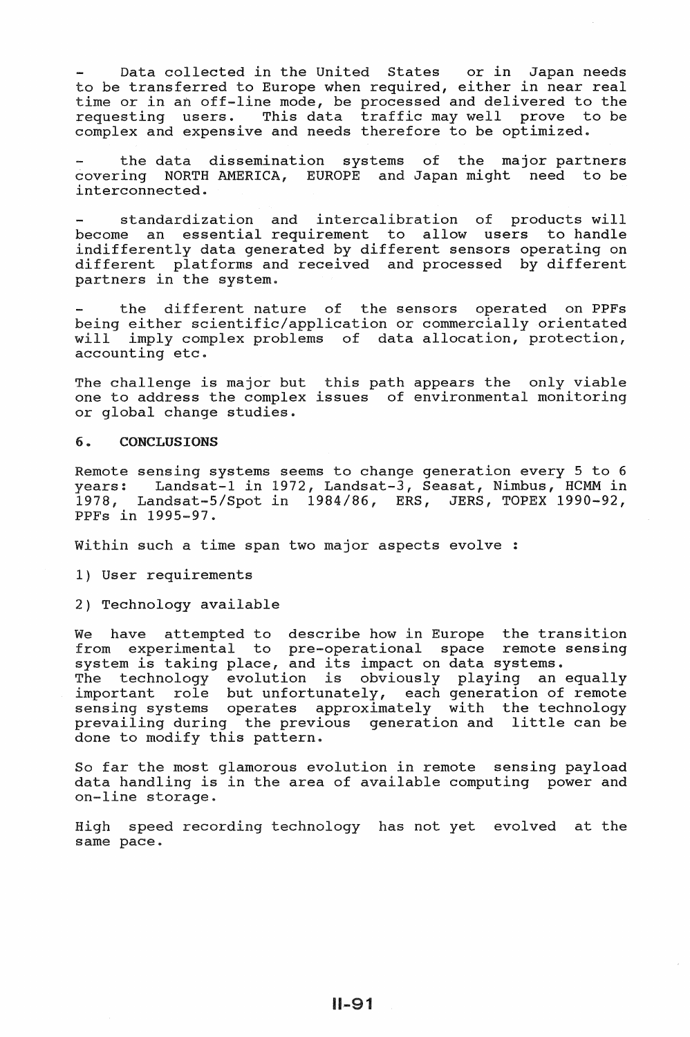- Data collected in the United States or in Japan needs to be transferred to Europe when required, either in near real time or in an off-line mode, be processed and delivered to the requesting users. This data traffic may well prove to be complex and expensive and needs therefore to be optimized.

- the data dissemination systems of the major partners covering NORTH AMERICA, EUROPE and Japan might need to be interconnected.

- standardization and intercalibration of products will become an essential requirement to allow users to handle indifferently data generated by different sensors operating on different platforms and received and processed by different partners in the system.

- the different nature of the sensors operated on PPFs being either scientific/application or commercially orientated will imply complex problems of data allocation, protection, accounting etc.

The challenge is major but this path appears the only viable one to address the complex issues of environmental monitoring or global change studies.

## 6. CONCLUSIONS

Remote sensing systems seems to change generation every 5 to 6 years: Landsat-1 in 1972, Landsat-3, Seasat, Nimbus, HCMM in 1978, Landsat-5/Spot in 1984/86, ERS, JERS, TOPEX 1990-92, PPFs in 1995-97.

Within such a time span two major aspects evolve :

1) User requirements

2) Technology available

We have attempted to describe how in Europe the transition from experimental to pre-operational space remote sensing system is taking place, and its impact on data systems.
The technology evolution is obviously playing an equally important role but unfortunately, each generation of remote sensing systems operates approximately with the technology prevailing during the previous generation and little can be done to modify this pattern.

So far the most glamorous evolution in remote sensing payload data handling is in the area of available computing power and on-line storage.

High speed recording technology has not yet evolved at the same pace.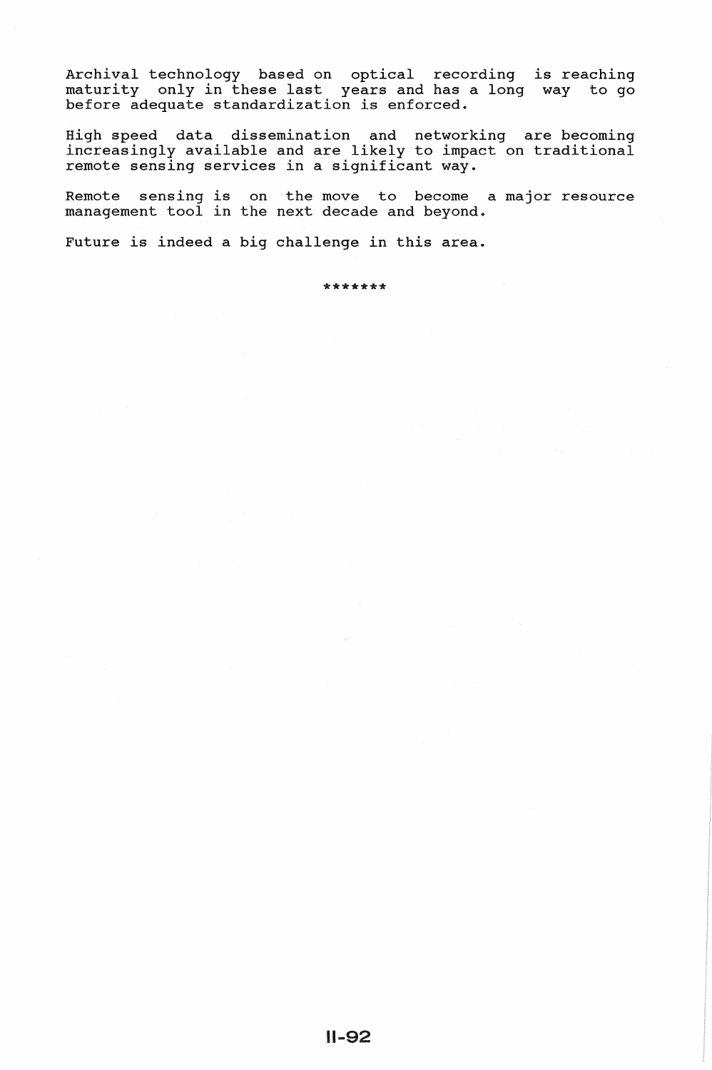Archival technology based on optical recording is reaching maturity only in these last years and has a long way to go before adequate standardization is enforced.

High speed data dissemination and networking are becoming increasingly available and are likely to impact on traditional remote sensing services in a significant way.

Remote sensing is on the move to become a major resource management tool in the next decade and beyond.

Future is indeed a big challenge in this area.

*******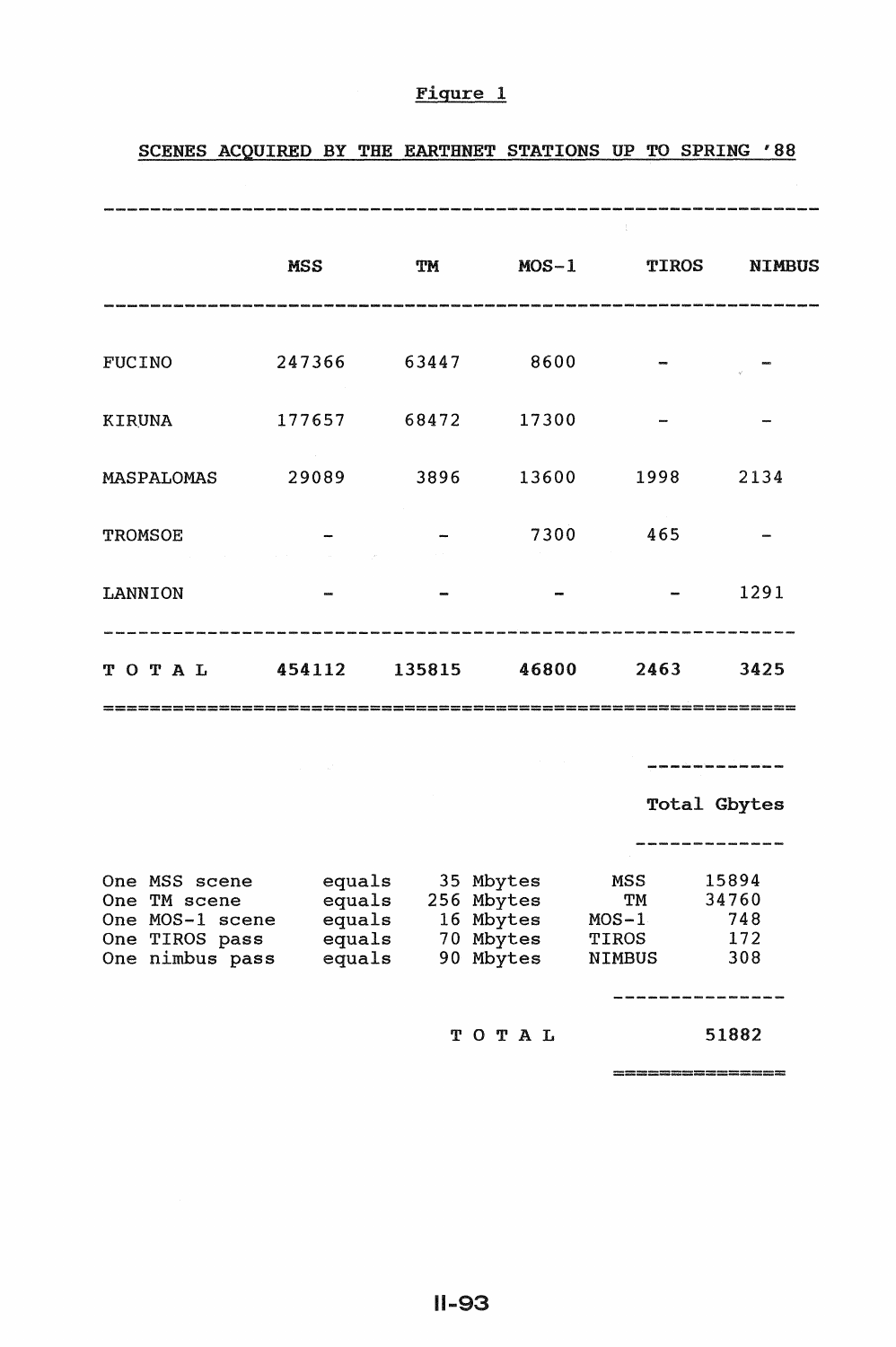Figure 1

SCENES ACQUIRED BY THE EARTHNET STATIONS UP TO SPRING '88

| | MSS | TM | MOS-1 | TIROS | NIMBUS |
|---|---|---|---|---|---|
| FUCINO | 247366 | 63447 | 8600 | - | - |
| KIRUNA | 177657 | 68472 | 17300 | - | - |
| MASPALOMAS | 29089 | 3896 | 13600 | 1998 | 2134 |
| TROMSOE | - | - | 7300 | 465 | - |
| LANNION | - | - | - | - | 1291 |
| **T O T A L** | **454112** | **135815** | **46800** | **2463** | **3425** |

| | | | | Total Gbytes |
|---|---|---|---|---|
| One MSS scene | equals | 35 Mbytes | MSS | 15894 |
| One TM scene | equals | 256 Mbytes | TM | 34760 |
| One MOS-1 scene | equals | 16 Mbytes | MOS-1 | 748 |
| One TIROS pass | equals | 70 Mbytes | TIROS | 172 |
| One nimbus pass | equals | 90 Mbytes | NIMBUS | 308 |
| | | T O T A L | | 51882 |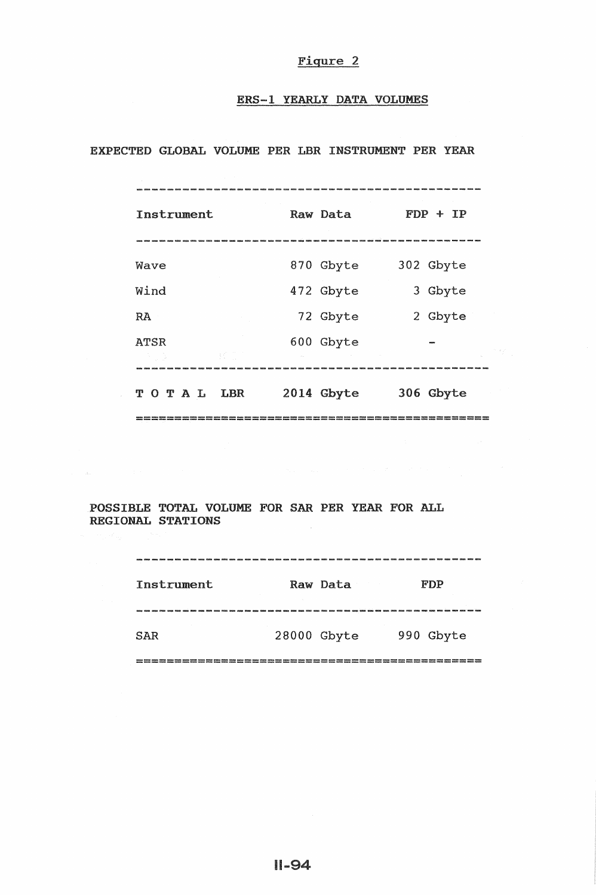Figure 2

## ERS-1 YEARLY DATA VOLUMES

EXPECTED GLOBAL VOLUME PER LBR INSTRUMENT PER YEAR

| Instrument | Raw Data | FDP + IP |
|---|---|---|
| Wave | 870 Gbyte | 302 Gbyte |
| Wind | 472 Gbyte | 3 Gbyte |
| RA | 72 Gbyte | 2 Gbyte |
| ATSR | 600 Gbyte | - |
| **T O T A L LBR** | **2014 Gbyte** | **306 Gbyte** |

POSSIBLE TOTAL VOLUME FOR SAR PER YEAR FOR ALL REGIONAL STATIONS

| Instrument | Raw Data | FDP |
|---|---|---|
| SAR | 28000 Gbyte | 990 Gbyte |